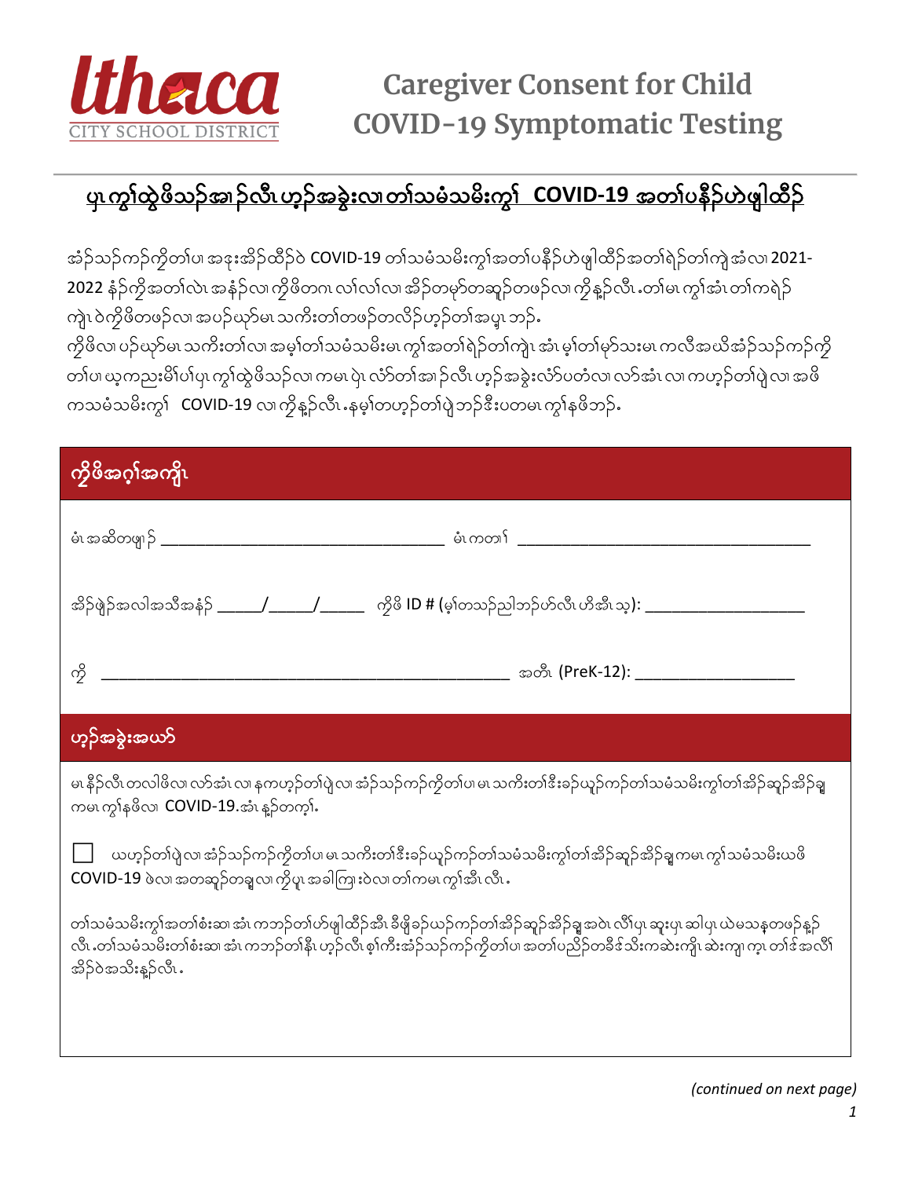# Caregiver Consent for Child COVID-19 Symptomatic Testing

## ပှၤကွါထွဲဖိသၣ်အၢၣ်လီၤဟ့ၣ်အခွဲးလၢတၢ်သမံသမိးကွၢ် COVID-19 အတၢ်ပနီၣ်ဟဲဖျါထီၣ်

အံၣ်သၣ်ကၣ်ကိတၢ်ပၢ အဒုးအိၣ်ထိၣ်ဝဲ COVID-19 တၢ်သမံသမိးကွၢ်အတၢ်ပနီၣ်ဟဲဖျါထီၣ်အတၢ်ရဲၣ်တၢ်ကျဲၤအံၤလၢ 2021-2022 နံၣ်ကိအတၢ်လဲၤအနံၣ်လၢ ကိဖိတဂၤလၢ်လၢ်လၢ အိၣ်တမ့ၢ်တဆူၣ်တဖၣ်လၢ ကိုန့ၣ်လီၤ.တၢ်မၤကွၢ်အံၤတၢ်ကရဲၣ်ကျဲၤဝဲကိဖိတဖၣ်လၢ အပၣ်ယုာ်မၤသကိးတၢ်တဖၣ်တလိၣ်ဟ့ၣ်တၢ်အပှ့ၤဘၣ်.
ကိဖိလၢပၣ်ယုာ်မၤသကိးတၢ်လၢအမ့ၢ်တၢ်သမံသမိးမၤကွၢ်အတၢ်ရဲၣ်တၢ်ကျဲၤအံၤမ့ၢ်တၢ်မ့ာ်သးမၤကလီအဃိအံၣ်သၣ်ကၣ်ကိတၢ်ပၢ ယ့ကညးမိၢ်ပၢ်ပှၤကွါထွဲဖိသၣ်လၢကမၤပှဲၤလံာ်တၢ်အၢၣ်လီၤဟ့ၣ်အခွဲးလံာ်ပတံလၢ လာ်အံၤလၢကဟ့ၣ်တၢ်ပှဲလၢအဖိကသမံသမိးကွၢ် COVID-19 လၢကိုန့ၣ်လီၤ.နမ့ၢ်တဟ့ၣ်တၢ်ပှဲဘၣ်ဒီးပတမၤကွၢ်နဖိဘၣ်.

### ကိဖိအဂ့ၢ်အကျိၤ

မံၤအဆိတဖျၢၣ် ________________________________ မံၤကတၢၢ် ________________________________

အိၣ်ဖျဲၣ်အလါအသိအနံၣ် _____/_____/_____ ကိဖိ ID # (မ့ၢ်တသ့ၣ်ညါဘၣ်ဟ်လီၤဟိအီၤသ့): ____________________

ကို ____________________________________________ အတီၤ (PreK-12): __________________

### ဟ့ၣ်အခွဲးအယာ်

မၤနီၣ်လီၤတလါဖိလၢ လာ်အံၤလၢနကဟ့ၣ်တၢ်ပှဲလၢအံၣ်သၣ်ကၣ်ကိတၢ်ပၢမၤသကိးတၢ်ဒီးခၣ်ယှၣ်ကၣ်တၢ်သမံသမိးကွၢ်တၢ်အိၣ်ဆူၣ်အိၣ်ချ့ကမၤကွၢ်နဖိလၢ COVID-19.အံၤန့ၣ်တက့ၢ်.

☐ ယဟ့ၣ်တၢ်ပှဲလၢအံၣ်သၣ်ကၣ်ကိတၢ်ပၢမၤသကိးတၢ်ဒီးခၣ်ယှၣ်ကၣ်တၢ်သမံသမိးကွၢ်တၢ်အိၣ်ဆူၣ်အိၣ်ချ့ကမၤကွၢ်သမံသမိးယဖိ COVID-19 ဖဲလၢအတဆူၣ်တချ့လၢကိုပူၤအခါကြၢးဝဲလၢတၢ်ကမၤကွၢ်အီၤလီၤ.

တၢ်သမံသမိးကွၢ်အတၢ်စံးဆၢအံၤကဘၣ်တၢ်ဟ်ဖျါထီၣ်အီၤဒီဖျိခၣ်ယၣ်ကၣ်တၢ်အိၣ်ဆူၣ်အိၣ်ချ့အဝဲၤလိၢ်ပှၤဆူးပှၤဆါပှၤယဲမသနတဖၣ်န့ၣ်လီၤ.တၢ်သမံသမိးတၢ်စံးဆၢအံၤကဘၣ်တၢ်နီၤဟ့ၣ်လီၤစ့ၢ်ကီးအံၣ်သၣ်ကၣ်ကိတၢ်ပၢအတၢ်ပညိၣ်တခီဒ်သိးကဆဲးကျိၤဆဲးကျၢကူၤတၢ်ဒ်အလိၢ်အိၣ်ဝဲအသိးန့ၣ်လီၤ.

*(continued on next page)*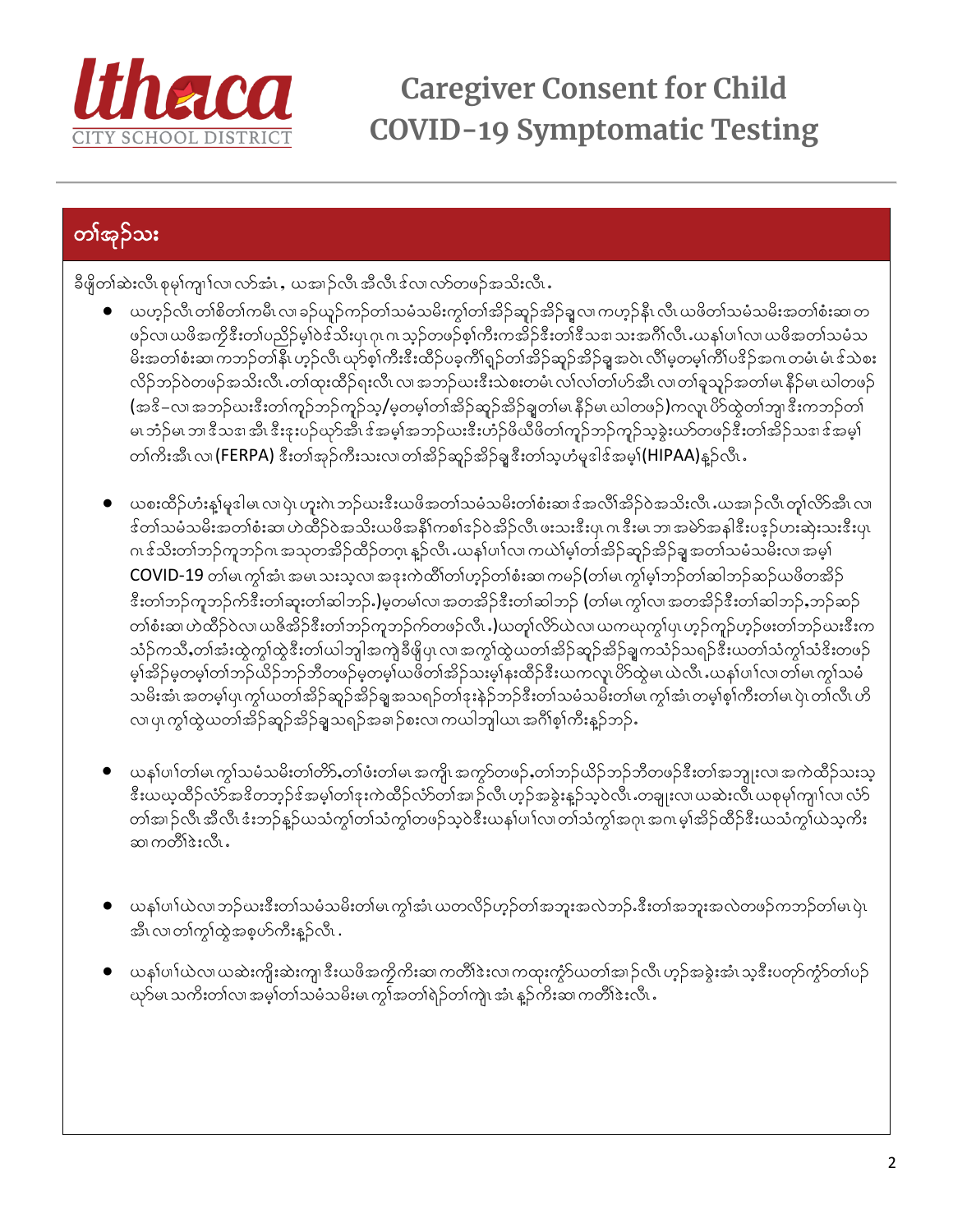# Caregiver Consent for Child COVID-19 Symptomatic Testing

## တၢ်အှၣ်သး

ခီဖျိတၢ်ဆဲးလီၤစုမံၤကျၢၤလၢလာ်အံၤ, ယအၢၣ်လီၤအီလီၤဒ်လၢလာ်တဖၣ်အသိးလီၤ.

- ယဟ့ၣ်လီၤတၢ်စိတၢ်ကမီၤလၢခ့ၣ်ယှာ်ကဲာ်တၢ်သမံသမိးကွၢ်တၢ်အိၣ်ဆူၣ်အိၣ်ချ့လၢကဟ့ၣ်နီၤလီၤယဖိတၢ်သမံသမိးအတၢ်စံးဆၢတဖၣ်လၢယဖိအကိုဒီးတၢ်ပညိၣ်မ့ၢ်ဝဲဒ်သိးပှၤဂုၤဂၤသ့ၣ်တဖၣ်စ့ၢ်ကီးကအိၣ်ဒီးတၢ်ဒိသဒၢသးအဂီၢ်လီၤ.ယနၢ်ပၢၢ်လၢယဖိအတၢ်သမံသမိးအတၢ်စံးဆၢကဘၣ်တၢ်နီၤဟ့ၣ်လီၤယှာ်စ့ၢ်ကီးဒီးထိၣ်ပခ့ကိၢ်ရှ့ၣ်တၢ်အိၣ်ဆူၣ်အိၣ်ချ့အဝဲၤလီၢ်မ့တမ့ၢ်ကိၢ်ပဒိၣ်အဂၤတမံၤမံၤဒ်သိးစးလိၣ်ဘၣ်ဝဲတဖၣ်အသိးလီၤ.တၢ်ထုးထိၣ်ရးလီၤလၢအဘၣ်ယးဒီးသဲစးတမံၤလၢ်လၢ်တၢ်ဟ်အီၤလၢတၢ်ခူသူၣ်အတၢ်မၤနီၣ်မၤယါတဖၣ် (အဒိ–လၢအဘၣ်ယးဒီးတၢ်ကူၣ်ဘၣ်ကူၣ်သ့/မ့တမ့ၢ်တၢ်အိၣ်ဆူၣ်အိၣ်ချ့တၢ်မၤနီၣ်မၤယါတဖၣ်)ကလူၤပိာ်ထွဲတၢ်ဘျၢဒီးကဘၣ်တၢ်မၤဘံၣ်မၤဘၢဒီသဒၢအီၤဒီးဒုးပဉ်ယှာ်အီၤဒ်အမ့ၢ်အဘၣ်ယးဒီးဟံၣ်ဖိဃီဖိတၢ်ကူၣ်ဘၣ်ကူၣ်သ့ခွဲးယာ်တဖၣ်ဒီးတၢ်အိၣ်သဒၢဒ်အမ့ၢ်တၢ်ကီးအီၤလၢ (FERPA) ဒီးတၢ်အှၣ်ကီးသးလၢတၢ်အိၣ်ဆူၣ်အိၣ်ချ့ဒီးတၢ်သ့ဟံးမူဒါဒ်အမ့ၢ်(HIPAA)န့ၣ်လီၤ.

- ယစးထိၣ်ဟံးန့ၢ်မူဒါမၤလၢပှဲၤဟူးဂဲၤဘၣ်ယးဒီးယဖိအတၢ်သမံသမိးတၢ်စံးဆၢဒ်အလီၢ်အိၣ်ဝဲအသိးလီၤ.ယအၢၣ်လီၤတူၢ်လိာ်အီၤလၢဒ်တၢ်သမံသမိးအတၢ်စံးဆၢဟဲထိၣ်ဝဲအသိးယဖိအနိၢ်ကစၢ်ဒ်ဝဲအိၣ်လီၤဖးသးဒီးပှၤဂၤဒီးမၤဘၢအမဲာ်အနၢ်ဒီးပဒ့ၣ်ဟးဆှဲးသးဒီးပှၤဂၤဒ်သိးတၢ်ဘၣ်ကူဘၣ်ဂၤအသုတအိၣ်ထိၣ်တဂ့ၤန့ၣ်လီၤ.ယနၢ်ပၢၢ်လၢကယဲၢ်မ့ၢ်တၢ်အိၣ်ဆူၣ်အိၣ်ချ့အတၢ်သမံသမိးလၢအမ့ၢ် COVID-19 တၢ်မၤကွၢ်အံၤအမၤသးသ့လၢအဒုးကဲထီၢ်တၢ်ဟ့ၣ်တၢ်စံးဆၢကမၣ်(တၢ်မၤကွၢ်မ့ၢ်ဘၣ်တၢ်ဆါဘၣ်ဆၣ်ယဖိတအိၣ်ဒီးတၢ်ဘၣ်ကူဘၣ်က်ဒီးတၢ်ဆူးတၢ်ဆါဘၣ်.)မ့တမ့ၢ်လၢအတအိၣ်ဒီးတၢ်ဆါဘၣ် (တၢ်မၤကွၢ်လၢအတအိၣ်ဒီးတၢ်ဆါဘၣ်,ဘၣ်ဆၣ်တၢ်စံးဆၢဟဲထိၣ်ဝဲလၢယဖိအိၣ်ဒီးတၢ်ဘၣ်ကူဘၣ်က်တဖၣ်လီၤ.)ယတူၢ်လိာ်ယဲလၢယကယုကွၢ်ပှၤဟ့ၣ်ကူၣ်ဟ့ၣ်ဖးတၢ်ဘၣ်ယးဒီးကသံၣ်ကသီ,တၢ်အံးထွဲကွၢ်ထွဲဒီးတၢ်ယါဘျါအကျဲခီဖျိပှၤလၢအကွၢ်ထွဲယတၢ်အိၣ်ဆူၣ်အိၣ်ချ့ကသံၣ်သရၣ်ဒီးယတၢ်သံကွၢ်သံဒီးတဖၣ်မ့ၢ်အိၣ်မ့တမ့ၢ်တၢ်ဘၣ်ယိၣ်ဘၣ်ဘီတဖၣ်မ့တမ့ၢ်ယဖိတၢ်အိၣ်သးမ့ၢ်နးထိၣ်ဒီးယကလူၤပိာ်ထွဲမၤယဲလီၤ.ယနၢ်ပၢၢ်လၢတၢ်မၤကွၢ်သမံသမိးအံၤအတမ့ၢ်ပှၤကွၢ်ယတၢ်အိၣ်ဆူၣ်အိၣ်ချ့အသရၣ်တၢ်ဒုးနဲၣ်ဘၣ်ဒီးတၢ်သမံသမိးတၢ်မၤကွၢ်အံၤတမ့ၢ်စ့ၢ်ကီးတၢ်မၤပှဲၤတၢ်လီၤဟိလၢပှၤကွၢ်ထွဲယတၢ်အိၣ်ဆူၣ်အိၣ်ချ့သရၣ်အခၢၣ်စးလၢကယါဘျါယၤအဂီၢ်စ့ၢ်ကီးန့ၣ်ဘၣ်.

- ယနၢ်ပၢၢ်တၢ်မၤကွၢ်သမံသမိးတၢ်တိာ်,တၢ်ဖံးတၢ်မၤအကျိၤအကွာ်တဖၣ်,တၢ်ဘၣ်ယိၣ်ဘၣ်ဘီတဖၣ်ဒီးတၢ်အဘျုးလၢအကဲထိၣ်သးသ့ဒီးယယ့ထိၣ်လံာ်အဒိတဘ့ၣ်ဒ်အမ့ၢ်တၢ်ဒုးကဲထိၣ်လံာ်တၢ်အၢၣ်လီၤဟ့ၣ်အခွဲးန့ၣ်သ့ဝဲလီၤ.တချုးလၢယဆဲးလီၤယစုမံၤကျၢၤလၢလံာ်တၢ်အၢၣ်လီၤအီလီၤဒံးဘၣ်န့ၣ်ယသံကွၢ်တၢ်သံကွၢ်တဖၣ်သ့ဝဲဒီးယနၢ်ပၢၢ်လၢတၢ်သံကွၢ်အဂုၤအဂၤမ့ၢ်အိၣ်ထိၣ်ဒီးယသံကွၢ်ယဲသ့ကီးဆၢကတီၢ်ဒဲးလီၤ.

- ယနၢ်ပၢၢ်ယဲလၢဘၣ်ယးဒီးတၢ်သမံသမိးတၢ်မၤကွၢ်အံၤယတလိၣ်ဟ့ၣ်တၢ်အဘူးအလဲဘၣ်.ဒီးတၢ်အဘူးအလဲတဖၣ်ကဘၣ်တၢ်မၤပှဲၤအီၤလၢတၢ်ကွၢ်ထွဲအစ့ဟ်ကီးန့ၣ်လီၤ.

- ယနၢ်ပၢၢ်ယဲလၢယဆဲးကျိးဆဲးကျၢဒီးယဖိအကိုကီးဆၢကတီၢ်ဒဲးလၢကထုးကွံာ်ယတၢ်အၢၣ်လီၤဟ့ၣ်အခွဲးအံၤသ့ဒီးပတှာ်ကွံာ်တၢ်ပဉ်ယှာ်မၤသကိးတၢ်လၢအမ့ၢ်တၢ်သမံသမိးမၤကွၢ်အတၢ်ရဲၣ်တၢ်ကျဲၤအံၤန့ၣ်ကီးဆၢကတီၢ်ဒဲးလီၤ.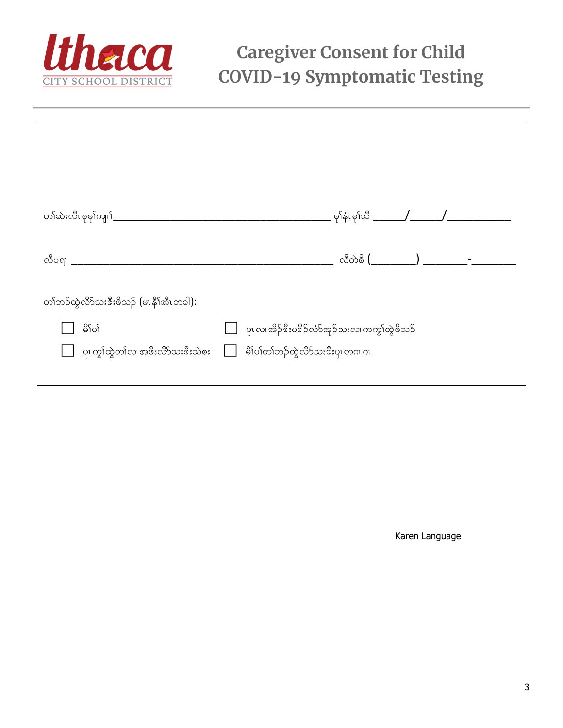# Caregiver Consent for Child COVID-19 Symptomatic Testing

တၢ်ဆဲးလီၤစုမ့ၢ်ကျိၤ_________________________________________ မုၢ်နံၤမုၢ်သီ ______/______/___________

လီပရၢ _________________________________________________ လီတဲစိ (________) ________-________

တၢ်ဘဉ်ထွဲလိာ်သးဒီးဖိသဉ် (မၤနီၣ်အီၤတခါ):

- ☐ မိၢ်ပၢ်
- ☐ ပှၤလၢအိဉ်ဒီးပဒိဉ်လံာ်အုဉ်သးလၢကကွၢ်ထွဲဖိသဉ်
- ☐ ပှၤကွၢ်ထွဲတၢ်လၢအဖိးလိာ်သးဒီးသဲစး
- ☐ မိၢ်ပၢ်တၢ်ဘဉ်ထွဲလိာ်သးဒီးပှၤတဂၤဂၤ

Karen Language